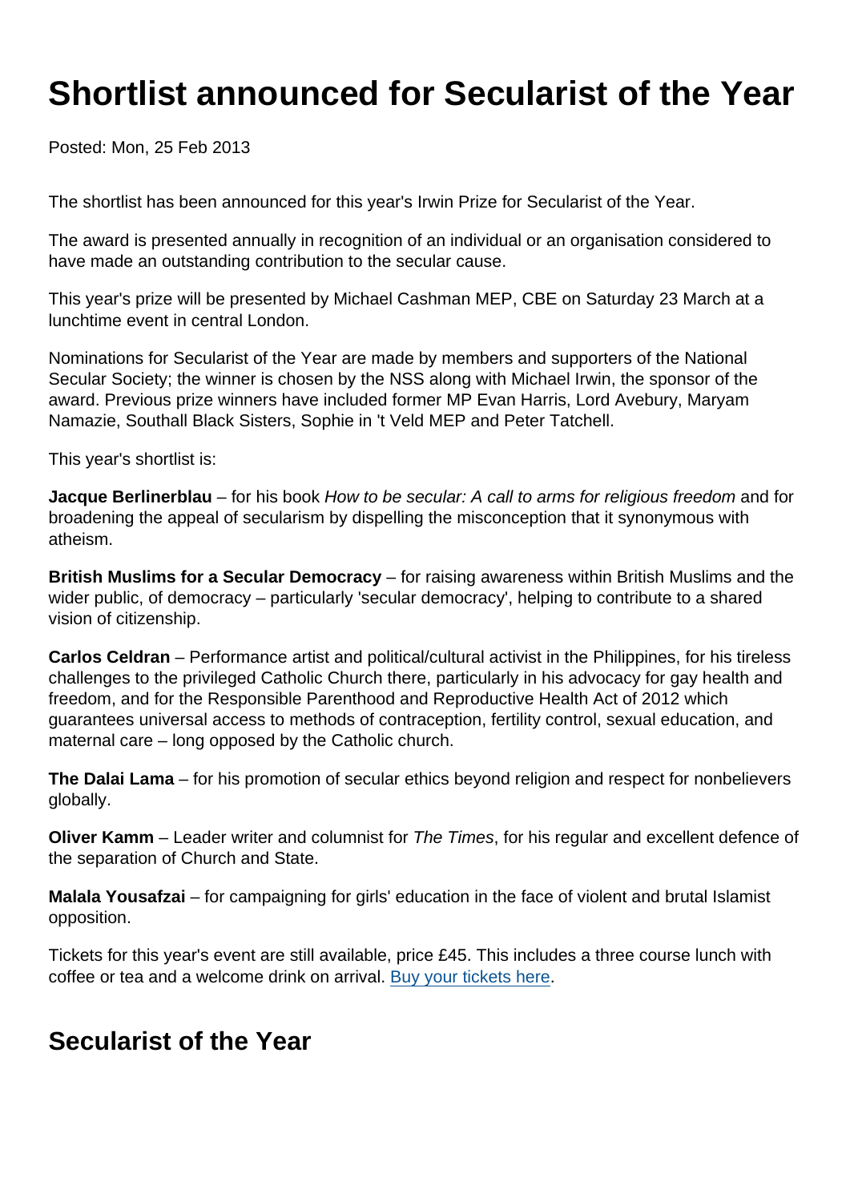# Shortlist announced for Secularist of the Year

Posted: Mon, 25 Feb 2013

The shortlist has been announced for this year's Irwin Prize for Secularist of the Year.

The award is presented annually in recognition of an individual or an organisation considered to have made an outstanding contribution to the secular cause.

This year's prize will be presented by Michael Cashman MEP, CBE on Saturday 23 March at a lunchtime event in central London.

Nominations for Secularist of the Year are made by members and supporters of the National Secular Society; the winner is chosen by the NSS along with Michael Irwin, the sponsor of the award. Previous prize winners have included former MP Evan Harris, Lord Avebury, Maryam Namazie, Southall Black Sisters, Sophie in 't Veld MEP and Peter Tatchell.

This year's shortlist is:

**Jacque Berlinerblau** – for his book *How to be secular: A call to arms for religious freedom* and for broadening the appeal of secularism by dispelling the misconception that it synonymous with atheism.

**British Muslims for a Secular Democracy** – for raising awareness within British Muslims and the wider public, of democracy – particularly 'secular democracy', helping to contribute to a shared vision of citizenship.

**Carlos Celdran** – Performance artist and political/cultural activist in the Philippines, for his tireless challenges to the privileged Catholic Church there, particularly in his advocacy for gay health and freedom, and for the Responsible Parenthood and Reproductive Health Act of 2012 which guarantees universal access to methods of contraception, fertility control, sexual education, and maternal care – long opposed by the Catholic church.

**The Dalai Lama** – for his promotion of secular ethics beyond religion and respect for nonbelievers globally.

**Oliver Kamm** – Leader writer and columnist for *The Times*, for his regular and excellent defence of the separation of Church and State.

**Malala Yousafzai** – for campaigning for girls' education in the face of violent and brutal Islamist opposition.

Tickets for this year's event are still available, price £45. This includes a three course lunch with coffee or tea and a welcome drink on arrival. Buy your tickets here.

## Secularist of the Year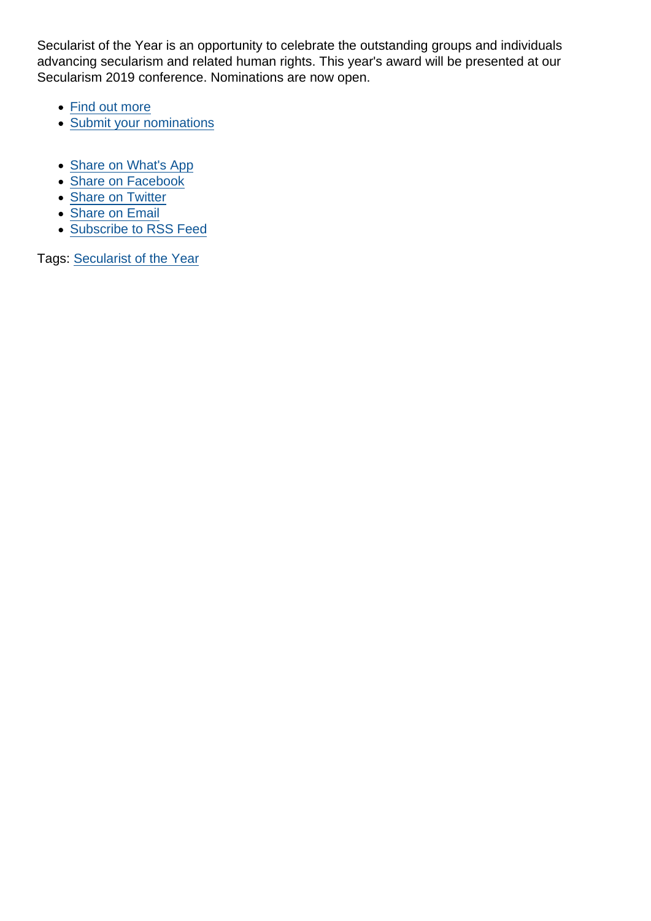Secularist of the Year is an opportunity to celebrate the outstanding groups and individuals advancing secularism and related human rights. This year's award will be presented at our Secularism 2019 conference. Nominations are now open.

- Find out more
- Submit your nominations

- Share on What's App
- Share on Facebook
- Share on Twitter
- Share on Email
- Subscribe to RSS Feed

Tags: Secularist of the Year